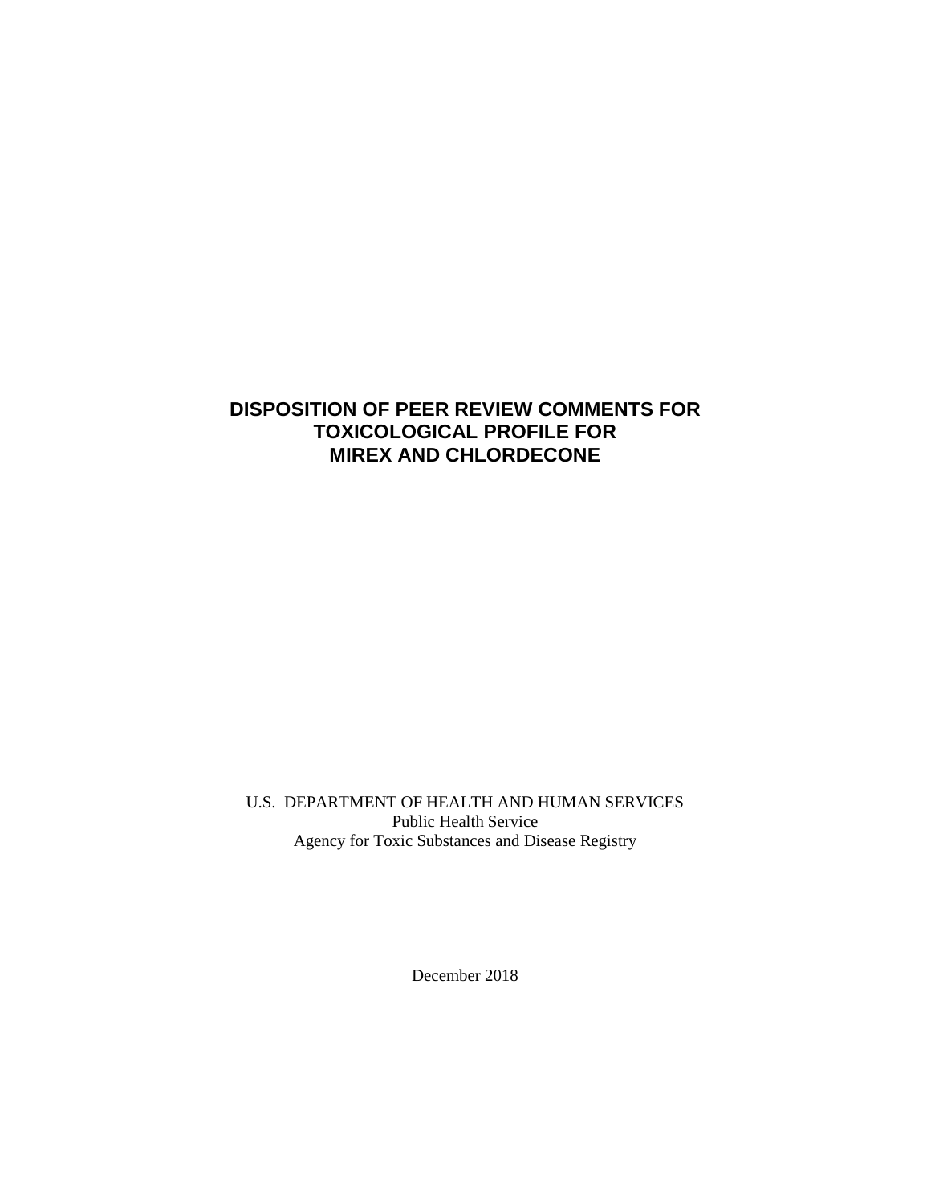# DISPOSITION OF PEER REVIEW COMMENTS FOR TOXICOLOGICAL PROFILE FOR MIREX AND CHLORDECONE

U.S. DEPARTMENT OF HEALTH AND HUMAN SERVICES
Public Health Service
Agency for Toxic Substances and Disease Registry

December 2018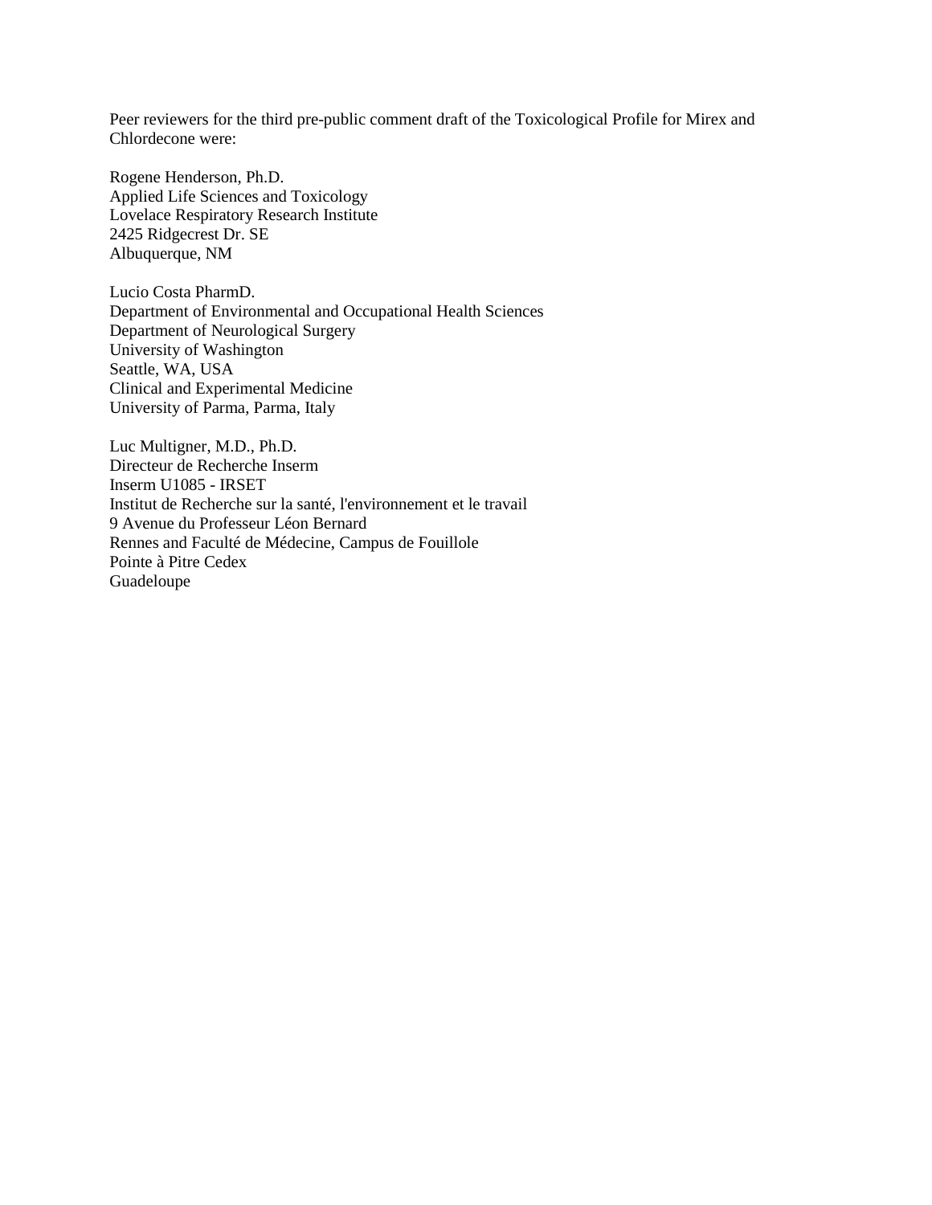Peer reviewers for the third pre-public comment draft of the Toxicological Profile for Mirex and Chlordecone were:

Rogene Henderson, Ph.D.
Applied Life Sciences and Toxicology
Lovelace Respiratory Research Institute
2425 Ridgecrest Dr. SE
Albuquerque, NM

Lucio Costa PharmD.
Department of Environmental and Occupational Health Sciences
Department of Neurological Surgery
University of Washington
Seattle, WA, USA
Clinical and Experimental Medicine
University of Parma, Parma, Italy

Luc Multigner, M.D., Ph.D.
Directeur de Recherche Inserm
Inserm U1085 - IRSET
Institut de Recherche sur la santé, l'environnement et le travail
9 Avenue du Professeur Léon Bernard
Rennes and Faculté de Médecine, Campus de Fouillole
Pointe à Pitre Cedex
Guadeloupe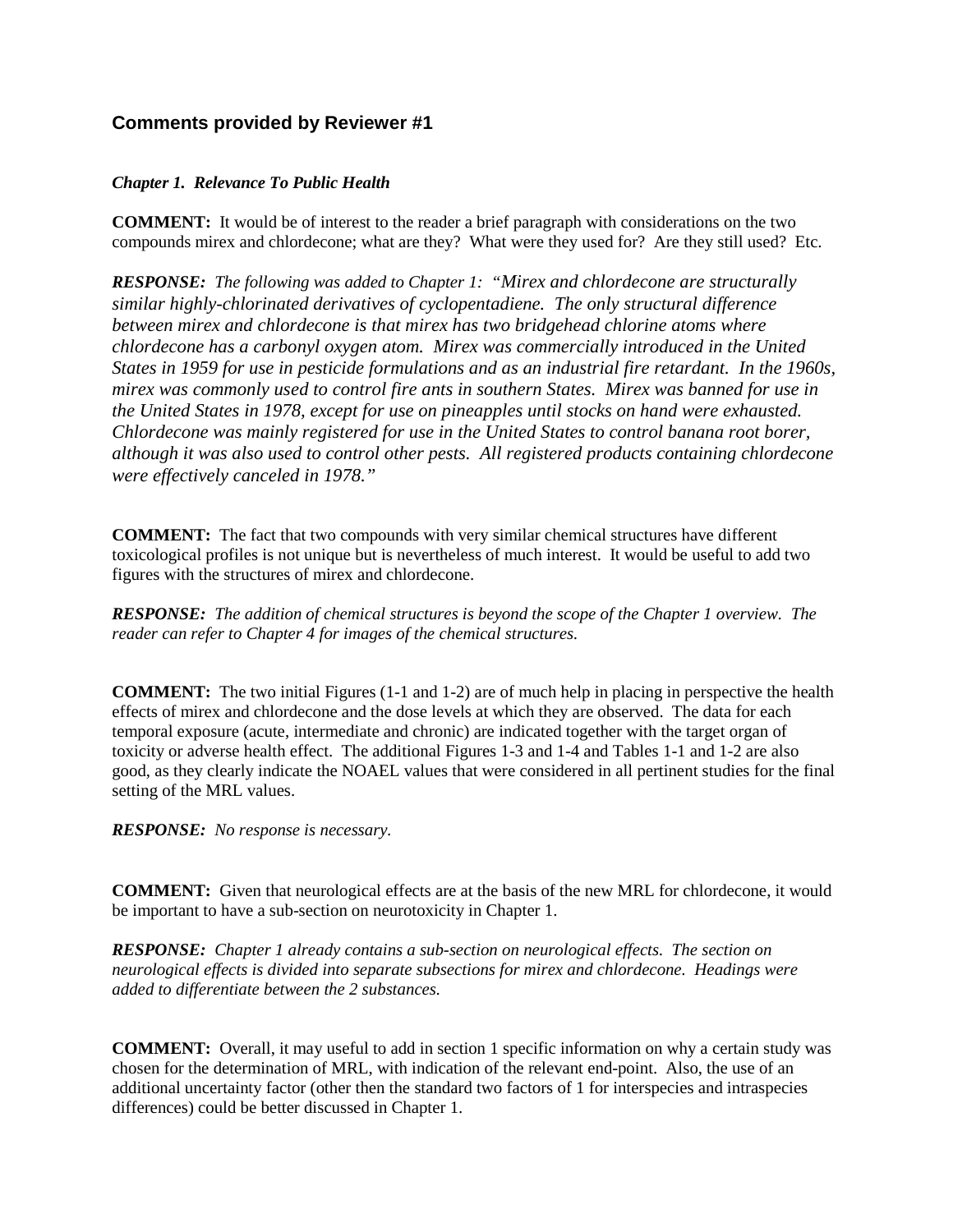## Comments provided by Reviewer #1

***Chapter 1. Relevance To Public Health***

**COMMENT:** It would be of interest to the reader a brief paragraph with considerations on the two compounds mirex and chlordecone; what are they? What were they used for? Are they still used? Etc.

***RESPONSE:*** *The following was added to Chapter 1: "Mirex and chlordecone are structurally similar highly-chlorinated derivatives of cyclopentadiene. The only structural difference between mirex and chlordecone is that mirex has two bridgehead chlorine atoms where chlordecone has a carbonyl oxygen atom. Mirex was commercially introduced in the United States in 1959 for use in pesticide formulations and as an industrial fire retardant. In the 1960s, mirex was commonly used to control fire ants in southern States. Mirex was banned for use in the United States in 1978, except for use on pineapples until stocks on hand were exhausted. Chlordecone was mainly registered for use in the United States to control banana root borer, although it was also used to control other pests. All registered products containing chlordecone were effectively canceled in 1978."*

**COMMENT:** The fact that two compounds with very similar chemical structures have different toxicological profiles is not unique but is nevertheless of much interest. It would be useful to add two figures with the structures of mirex and chlordecone.

***RESPONSE:*** *The addition of chemical structures is beyond the scope of the Chapter 1 overview. The reader can refer to Chapter 4 for images of the chemical structures.*

**COMMENT:** The two initial Figures (1-1 and 1-2) are of much help in placing in perspective the health effects of mirex and chlordecone and the dose levels at which they are observed. The data for each temporal exposure (acute, intermediate and chronic) are indicated together with the target organ of toxicity or adverse health effect. The additional Figures 1-3 and 1-4 and Tables 1-1 and 1-2 are also good, as they clearly indicate the NOAEL values that were considered in all pertinent studies for the final setting of the MRL values.

***RESPONSE:*** *No response is necessary.*

**COMMENT:** Given that neurological effects are at the basis of the new MRL for chlordecone, it would be important to have a sub-section on neurotoxicity in Chapter 1.

***RESPONSE:*** *Chapter 1 already contains a sub-section on neurological effects. The section on neurological effects is divided into separate subsections for mirex and chlordecone. Headings were added to differentiate between the 2 substances.*

**COMMENT:** Overall, it may useful to add in section 1 specific information on why a certain study was chosen for the determination of MRL, with indication of the relevant end-point. Also, the use of an additional uncertainty factor (other then the standard two factors of 1 for interspecies and intraspecies differences) could be better discussed in Chapter 1.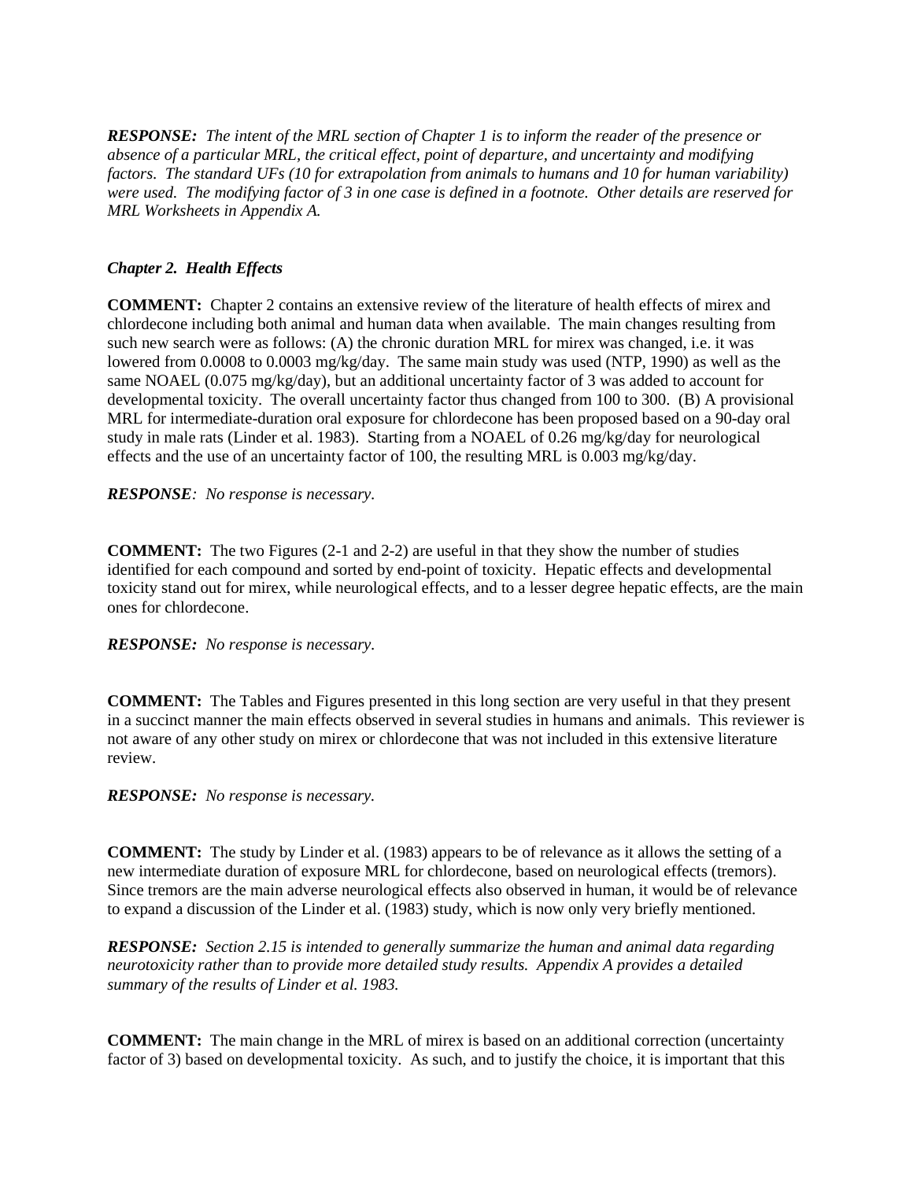***RESPONSE:*** *The intent of the MRL section of Chapter 1 is to inform the reader of the presence or absence of a particular MRL, the critical effect, point of departure, and uncertainty and modifying factors. The standard UFs (10 for extrapolation from animals to humans and 10 for human variability) were used. The modifying factor of 3 in one case is defined in a footnote. Other details are reserved for MRL Worksheets in Appendix A.*

***Chapter 2. Health Effects***

**COMMENT:** Chapter 2 contains an extensive review of the literature of health effects of mirex and chlordecone including both animal and human data when available. The main changes resulting from such new search were as follows: (A) the chronic duration MRL for mirex was changed, i.e. it was lowered from 0.0008 to 0.0003 mg/kg/day. The same main study was used (NTP, 1990) as well as the same NOAEL (0.075 mg/kg/day), but an additional uncertainty factor of 3 was added to account for developmental toxicity. The overall uncertainty factor thus changed from 100 to 300. (B) A provisional MRL for intermediate-duration oral exposure for chlordecone has been proposed based on a 90-day oral study in male rats (Linder et al. 1983). Starting from a NOAEL of 0.26 mg/kg/day for neurological effects and the use of an uncertainty factor of 100, the resulting MRL is 0.003 mg/kg/day.

***RESPONSE****: No response is necessary.*

**COMMENT:** The two Figures (2-1 and 2-2) are useful in that they show the number of studies identified for each compound and sorted by end-point of toxicity. Hepatic effects and developmental toxicity stand out for mirex, while neurological effects, and to a lesser degree hepatic effects, are the main ones for chlordecone.

***RESPONSE:*** *No response is necessary.*

**COMMENT:** The Tables and Figures presented in this long section are very useful in that they present in a succinct manner the main effects observed in several studies in humans and animals. This reviewer is not aware of any other study on mirex or chlordecone that was not included in this extensive literature review.

***RESPONSE:*** *No response is necessary.*

**COMMENT:** The study by Linder et al. (1983) appears to be of relevance as it allows the setting of a new intermediate duration of exposure MRL for chlordecone, based on neurological effects (tremors). Since tremors are the main adverse neurological effects also observed in human, it would be of relevance to expand a discussion of the Linder et al. (1983) study, which is now only very briefly mentioned.

***RESPONSE:*** *Section 2.15 is intended to generally summarize the human and animal data regarding neurotoxicity rather than to provide more detailed study results. Appendix A provides a detailed summary of the results of Linder et al. 1983.*

**COMMENT:** The main change in the MRL of mirex is based on an additional correction (uncertainty factor of 3) based on developmental toxicity. As such, and to justify the choice, it is important that this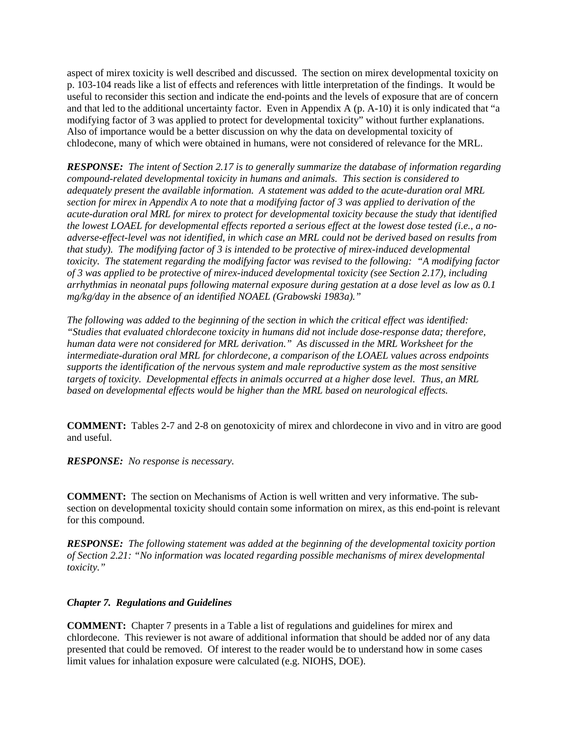aspect of mirex toxicity is well described and discussed. The section on mirex developmental toxicity on p. 103-104 reads like a list of effects and references with little interpretation of the findings. It would be useful to reconsider this section and indicate the end-points and the levels of exposure that are of concern and that led to the additional uncertainty factor. Even in Appendix A (p. A-10) it is only indicated that "a modifying factor of 3 was applied to protect for developmental toxicity" without further explanations. Also of importance would be a better discussion on why the data on developmental toxicity of chlodecone, many of which were obtained in humans, were not considered of relevance for the MRL.

***RESPONSE:*** *The intent of Section 2.17 is to generally summarize the database of information regarding compound-related developmental toxicity in humans and animals. This section is considered to adequately present the available information. A statement was added to the acute-duration oral MRL section for mirex in Appendix A to note that a modifying factor of 3 was applied to derivation of the acute-duration oral MRL for mirex to protect for developmental toxicity because the study that identified the lowest LOAEL for developmental effects reported a serious effect at the lowest dose tested (i.e., a no-adverse-effect-level was not identified, in which case an MRL could not be derived based on results from that study). The modifying factor of 3 is intended to be protective of mirex-induced developmental toxicity. The statement regarding the modifying factor was revised to the following: "A modifying factor of 3 was applied to be protective of mirex-induced developmental toxicity (see Section 2.17), including arrhythmias in neonatal pups following maternal exposure during gestation at a dose level as low as 0.1 mg/kg/day in the absence of an identified NOAEL (Grabowski 1983a)."*

*The following was added to the beginning of the section in which the critical effect was identified: "Studies that evaluated chlordecone toxicity in humans did not include dose-response data; therefore, human data were not considered for MRL derivation." As discussed in the MRL Worksheet for the intermediate-duration oral MRL for chlordecone, a comparison of the LOAEL values across endpoints supports the identification of the nervous system and male reproductive system as the most sensitive targets of toxicity. Developmental effects in animals occurred at a higher dose level. Thus, an MRL based on developmental effects would be higher than the MRL based on neurological effects.*

**COMMENT:** Tables 2-7 and 2-8 on genotoxicity of mirex and chlordecone in vivo and in vitro are good and useful.

***RESPONSE:*** *No response is necessary.*

**COMMENT:** The section on Mechanisms of Action is well written and very informative. The sub-section on developmental toxicity should contain some information on mirex, as this end-point is relevant for this compound.

***RESPONSE:*** *The following statement was added at the beginning of the developmental toxicity portion of Section 2.21: "No information was located regarding possible mechanisms of mirex developmental toxicity."*

### *Chapter 7. Regulations and Guidelines*

**COMMENT:** Chapter 7 presents in a Table a list of regulations and guidelines for mirex and chlordecone. This reviewer is not aware of additional information that should be added nor of any data presented that could be removed. Of interest to the reader would be to understand how in some cases limit values for inhalation exposure were calculated (e.g. NIOHS, DOE).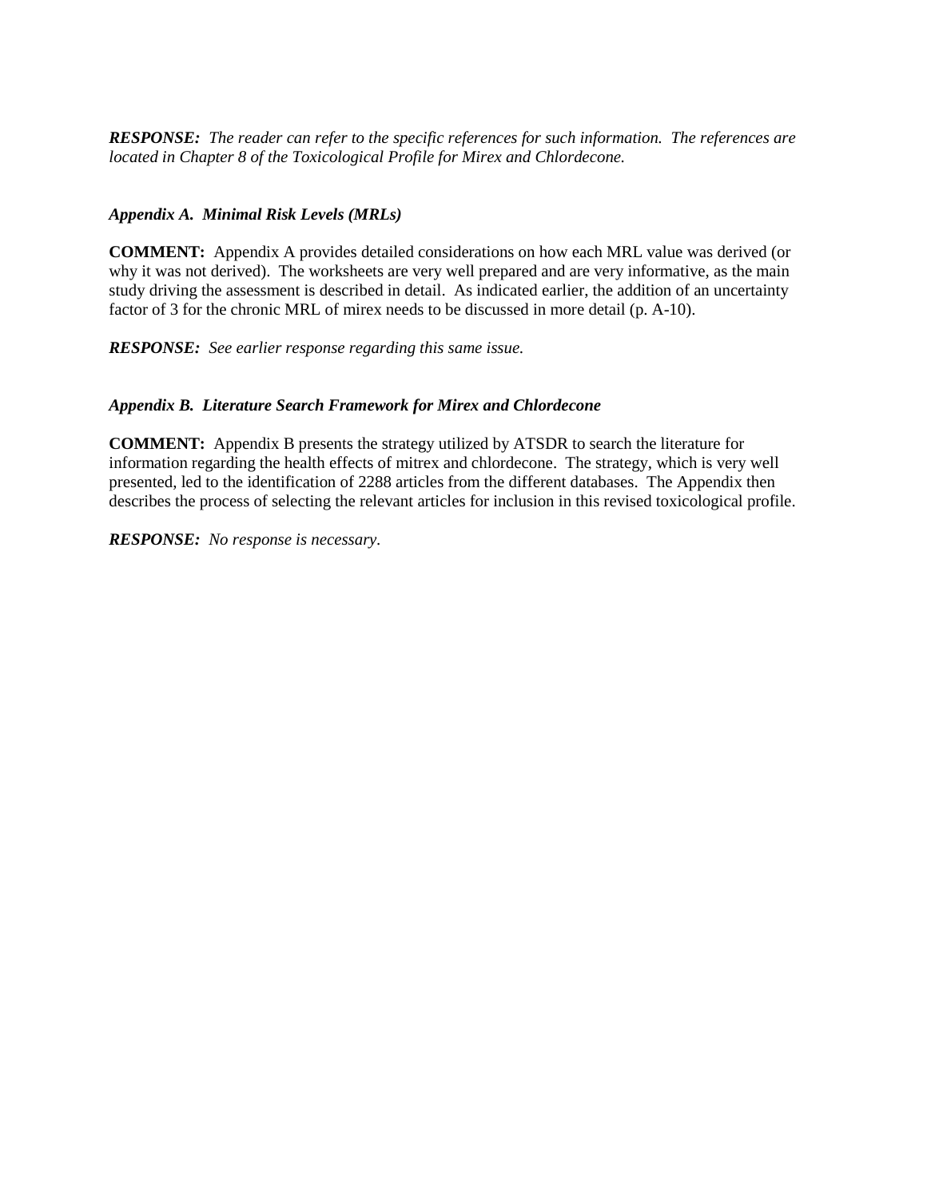***RESPONSE:*** *The reader can refer to the specific references for such information. The references are located in Chapter 8 of the Toxicological Profile for Mirex and Chlordecone.*

***Appendix A. Minimal Risk Levels (MRLs)***

**COMMENT:** Appendix A provides detailed considerations on how each MRL value was derived (or why it was not derived). The worksheets are very well prepared and are very informative, as the main study driving the assessment is described in detail. As indicated earlier, the addition of an uncertainty factor of 3 for the chronic MRL of mirex needs to be discussed in more detail (p. A-10).

***RESPONSE:*** *See earlier response regarding this same issue.*

***Appendix B. Literature Search Framework for Mirex and Chlordecone***

**COMMENT:** Appendix B presents the strategy utilized by ATSDR to search the literature for information regarding the health effects of mitrex and chlordecone. The strategy, which is very well presented, led to the identification of 2288 articles from the different databases. The Appendix then describes the process of selecting the relevant articles for inclusion in this revised toxicological profile.

***RESPONSE:*** *No response is necessary.*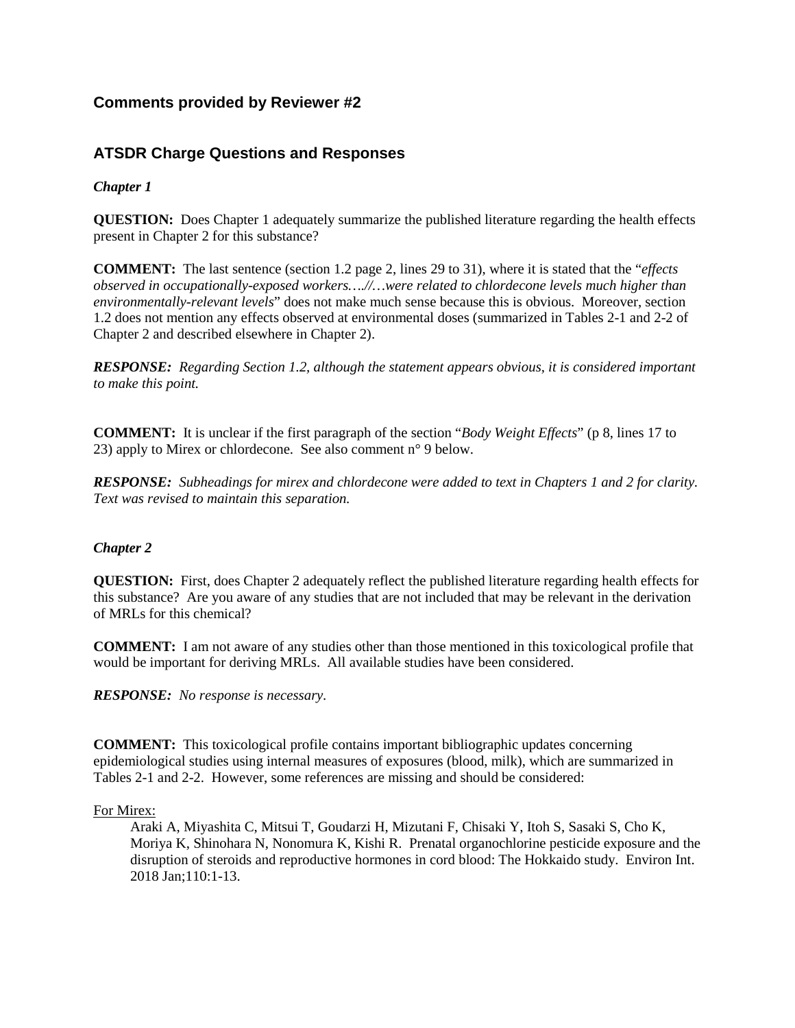## Comments provided by Reviewer #2

## ATSDR Charge Questions and Responses

***Chapter 1***

**QUESTION:** Does Chapter 1 adequately summarize the published literature regarding the health effects present in Chapter 2 for this substance?

**COMMENT:** The last sentence (section 1.2 page 2, lines 29 to 31), where it is stated that the "*effects observed in occupationally-exposed workers….//…were related to chlordecone levels much higher than environmentally-relevant levels*" does not make much sense because this is obvious. Moreover, section 1.2 does not mention any effects observed at environmental doses (summarized in Tables 2-1 and 2-2 of Chapter 2 and described elsewhere in Chapter 2).

***RESPONSE:*** *Regarding Section 1.2, although the statement appears obvious, it is considered important to make this point.*

**COMMENT:** It is unclear if the first paragraph of the section "*Body Weight Effects*" (p 8, lines 17 to 23) apply to Mirex or chlordecone. See also comment n° 9 below.

***RESPONSE:*** *Subheadings for mirex and chlordecone were added to text in Chapters 1 and 2 for clarity. Text was revised to maintain this separation.*

***Chapter 2***

**QUESTION:** First, does Chapter 2 adequately reflect the published literature regarding health effects for this substance? Are you aware of any studies that are not included that may be relevant in the derivation of MRLs for this chemical?

**COMMENT:** I am not aware of any studies other than those mentioned in this toxicological profile that would be important for deriving MRLs. All available studies have been considered.

***RESPONSE:*** *No response is necessary.*

**COMMENT:** This toxicological profile contains important bibliographic updates concerning epidemiological studies using internal measures of exposures (blood, milk), which are summarized in Tables 2-1 and 2-2. However, some references are missing and should be considered:

For Mirex:

Araki A, Miyashita C, Mitsui T, Goudarzi H, Mizutani F, Chisaki Y, Itoh S, Sasaki S, Cho K, Moriya K, Shinohara N, Nonomura K, Kishi R. Prenatal organochlorine pesticide exposure and the disruption of steroids and reproductive hormones in cord blood: The Hokkaido study. Environ Int. 2018 Jan;110:1-13.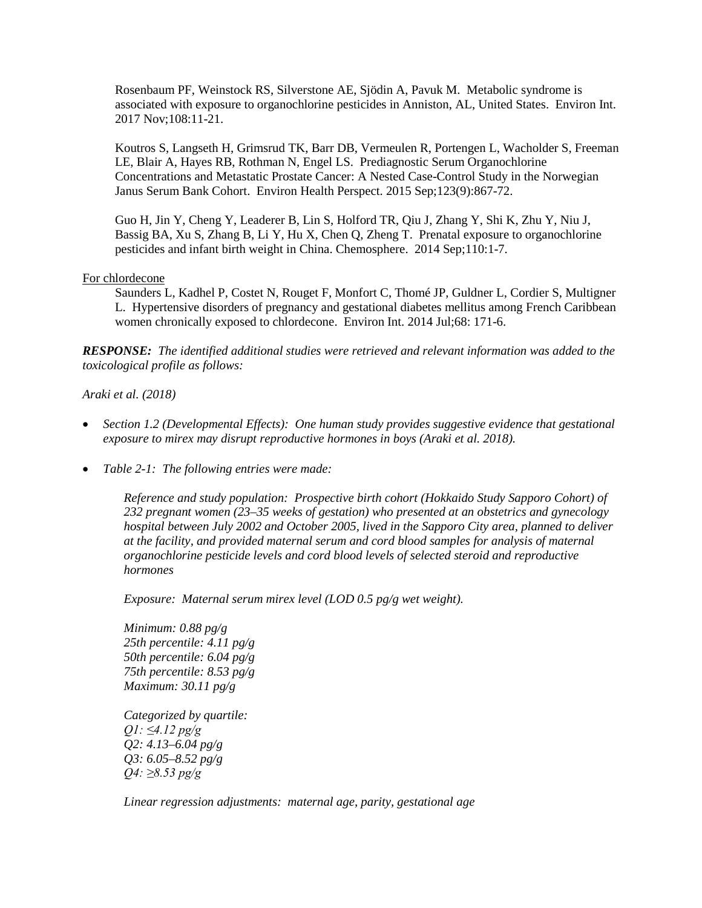Rosenbaum PF, Weinstock RS, Silverstone AE, Sjödin A, Pavuk M. Metabolic syndrome is associated with exposure to organochlorine pesticides in Anniston, AL, United States. Environ Int. 2017 Nov;108:11-21.

Koutros S, Langseth H, Grimsrud TK, Barr DB, Vermeulen R, Portengen L, Wacholder S, Freeman LE, Blair A, Hayes RB, Rothman N, Engel LS. Prediagnostic Serum Organochlorine Concentrations and Metastatic Prostate Cancer: A Nested Case-Control Study in the Norwegian Janus Serum Bank Cohort. Environ Health Perspect. 2015 Sep;123(9):867-72.

Guo H, Jin Y, Cheng Y, Leaderer B, Lin S, Holford TR, Qiu J, Zhang Y, Shi K, Zhu Y, Niu J, Bassig BA, Xu S, Zhang B, Li Y, Hu X, Chen Q, Zheng T. Prenatal exposure to organochlorine pesticides and infant birth weight in China. Chemosphere. 2014 Sep;110:1-7.

For chlordecone

Saunders L, Kadhel P, Costet N, Rouget F, Monfort C, Thomé JP, Guldner L, Cordier S, Multigner L. Hypertensive disorders of pregnancy and gestational diabetes mellitus among French Caribbean women chronically exposed to chlordecone. Environ Int. 2014 Jul;68: 171-6.

***RESPONSE:*** *The identified additional studies were retrieved and relevant information was added to the toxicological profile as follows:*

*Araki et al. (2018)*

- *Section 1.2 (Developmental Effects): One human study provides suggestive evidence that gestational exposure to mirex may disrupt reproductive hormones in boys (Araki et al. 2018).*
- *Table 2-1: The following entries were made:*

  *Reference and study population: Prospective birth cohort (Hokkaido Study Sapporo Cohort) of 232 pregnant women (23–35 weeks of gestation) who presented at an obstetrics and gynecology hospital between July 2002 and October 2005, lived in the Sapporo City area, planned to deliver at the facility, and provided maternal serum and cord blood samples for analysis of maternal organochlorine pesticide levels and cord blood levels of selected steroid and reproductive hormones*

  *Exposure: Maternal serum mirex level (LOD 0.5 pg/g wet weight).*

  *Minimum: 0.88 pg/g*
  *25th percentile: 4.11 pg/g*
  *50th percentile: 6.04 pg/g*
  *75th percentile: 8.53 pg/g*
  *Maximum: 30.11 pg/g*

  *Categorized by quartile:*
  *Q1: ≤4.12 pg/g*
  *Q2: 4.13–6.04 pg/g*
  *Q3: 6.05–8.52 pg/g*
  *Q4: ≥8.53 pg/g*

  *Linear regression adjustments: maternal age, parity, gestational age*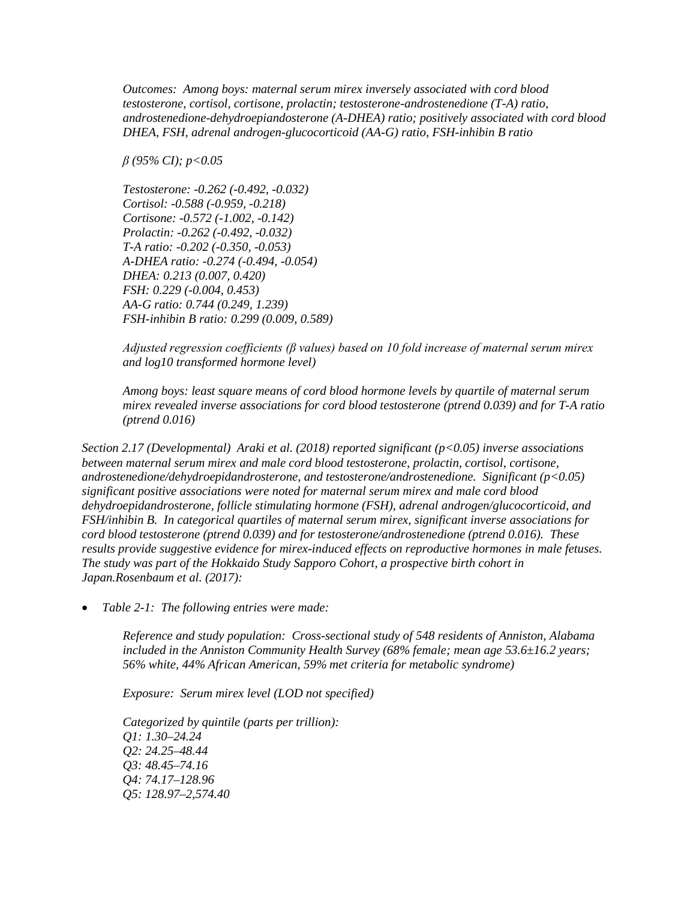*Outcomes: Among boys: maternal serum mirex inversely associated with cord blood testosterone, cortisol, cortisone, prolactin; testosterone-androstenedione (T-A) ratio, androstenedione-dehydroepiandosterone (A-DHEA) ratio; positively associated with cord blood DHEA, FSH, adrenal androgen-glucocorticoid (AA-G) ratio, FSH-inhibin B ratio*

*β (95% CI); $p<0.05$*

*Testosterone: -0.262 (-0.492, -0.032)*
*Cortisol: -0.588 (-0.959, -0.218)*
*Cortisone: -0.572 (-1.002, -0.142)*
*Prolactin: -0.262 (-0.492, -0.032)*
*T-A ratio: -0.202 (-0.350, -0.053)*
*A-DHEA ratio: -0.274 (-0.494, -0.054)*
*DHEA: 0.213 (0.007, 0.420)*
*FSH: 0.229 (-0.004, 0.453)*
*AA-G ratio: 0.744 (0.249, 1.239)*
*FSH-inhibin B ratio: 0.299 (0.009, 0.589)*

*Adjusted regression coefficients (β values) based on 10 fold increase of maternal serum mirex and log10 transformed hormone level)*

*Among boys: least square means of cord blood hormone levels by quartile of maternal serum mirex revealed inverse associations for cord blood testosterone (ptrend 0.039) and for T-A ratio (ptrend 0.016)*

*Section 2.17 (Developmental) Araki et al. (2018) reported significant ($p<0.05$) inverse associations between maternal serum mirex and male cord blood testosterone, prolactin, cortisol, cortisone, androstenedione/dehydroepidandrosterone, and testosterone/androstenedione. Significant ($p<0.05$) significant positive associations were noted for maternal serum mirex and male cord blood dehydroepidandrosterone, follicle stimulating hormone (FSH), adrenal androgen/glucocorticoid, and FSH/inhibin B. In categorical quartiles of maternal serum mirex, significant inverse associations for cord blood testosterone (ptrend 0.039) and for testosterone/androstenedione (ptrend 0.016). These results provide suggestive evidence for mirex-induced effects on reproductive hormones in male fetuses. The study was part of the Hokkaido Study Sapporo Cohort, a prospective birth cohort in Japan.Rosenbaum et al. (2017):*

- *Table 2-1: The following entries were made:*

*Reference and study population: Cross-sectional study of 548 residents of Anniston, Alabama included in the Anniston Community Health Survey (68% female; mean age 53.6±16.2 years; 56% white, 44% African American, 59% met criteria for metabolic syndrome)*

*Exposure: Serum mirex level (LOD not specified)*

*Categorized by quintile (parts per trillion):*
*Q1: 1.30–24.24*
*Q2: 24.25–48.44*
*Q3: 48.45–74.16*
*Q4: 74.17–128.96*
*Q5: 128.97–2,574.40*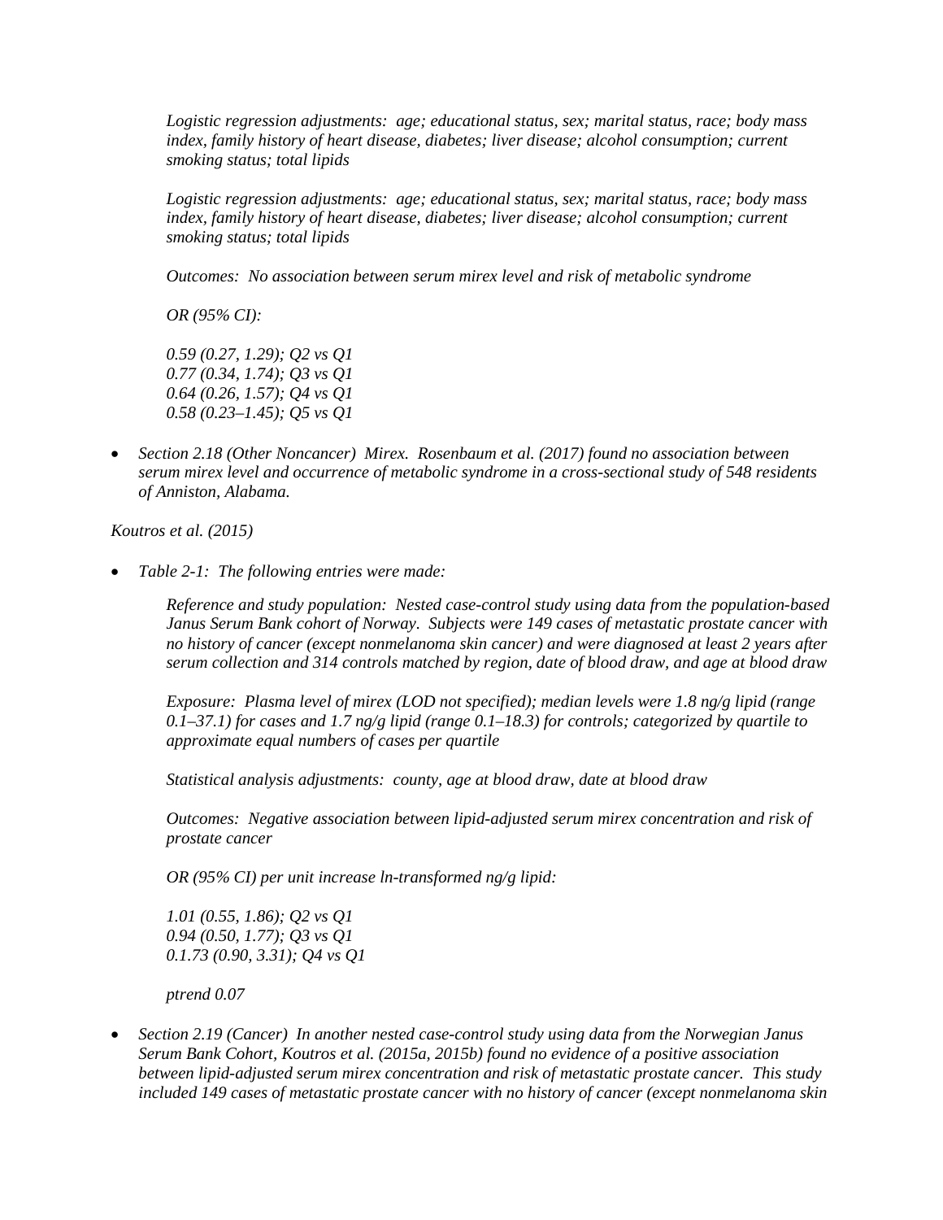*Logistic regression adjustments: age; educational status, sex; marital status, race; body mass index, family history of heart disease, diabetes; liver disease; alcohol consumption; current smoking status; total lipids*

*Logistic regression adjustments: age; educational status, sex; marital status, race; body mass index, family history of heart disease, diabetes; liver disease; alcohol consumption; current smoking status; total lipids*

*Outcomes: No association between serum mirex level and risk of metabolic syndrome*

*OR (95% CI):*

*0.59 (0.27, 1.29); Q2 vs Q1*
*0.77 (0.34, 1.74); Q3 vs Q1*
*0.64 (0.26, 1.57); Q4 vs Q1*
*0.58 (0.23–1.45); Q5 vs Q1*

- *Section 2.18 (Other Noncancer) Mirex. Rosenbaum et al. (2017) found no association between serum mirex level and occurrence of metabolic syndrome in a cross-sectional study of 548 residents of Anniston, Alabama.*

*Koutros et al. (2015)*

- *Table 2-1: The following entries were made:*

  *Reference and study population: Nested case-control study using data from the population-based Janus Serum Bank cohort of Norway. Subjects were 149 cases of metastatic prostate cancer with no history of cancer (except nonmelanoma skin cancer) and were diagnosed at least 2 years after serum collection and 314 controls matched by region, date of blood draw, and age at blood draw*

  *Exposure: Plasma level of mirex (LOD not specified); median levels were 1.8 ng/g lipid (range 0.1–37.1) for cases and 1.7 ng/g lipid (range 0.1–18.3) for controls; categorized by quartile to approximate equal numbers of cases per quartile*

  *Statistical analysis adjustments: county, age at blood draw, date at blood draw*

  *Outcomes: Negative association between lipid-adjusted serum mirex concentration and risk of prostate cancer*

  *OR (95% CI) per unit increase ln-transformed ng/g lipid:*

  *1.01 (0.55, 1.86); Q2 vs Q1*
  *0.94 (0.50, 1.77); Q3 vs Q1*
  *0.1.73 (0.90, 3.31); Q4 vs Q1*

  *ptrend 0.07*

- *Section 2.19 (Cancer) In another nested case-control study using data from the Norwegian Janus Serum Bank Cohort, Koutros et al. (2015a, 2015b) found no evidence of a positive association between lipid-adjusted serum mirex concentration and risk of metastatic prostate cancer. This study included 149 cases of metastatic prostate cancer with no history of cancer (except nonmelanoma skin*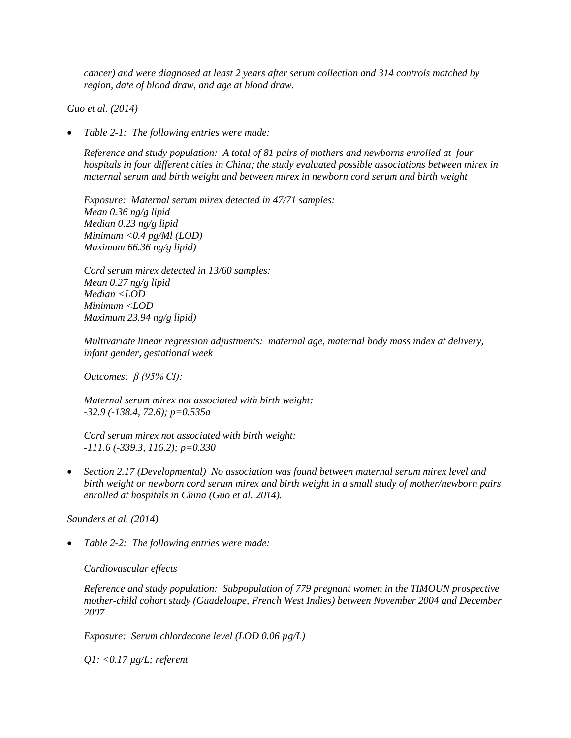*cancer) and were diagnosed at least 2 years after serum collection and 314 controls matched by region, date of blood draw, and age at blood draw.*

*Guo et al. (2014)*

- *Table 2-1: The following entries were made:*

  *Reference and study population: A total of 81 pairs of mothers and newborns enrolled at four hospitals in four different cities in China; the study evaluated possible associations between mirex in maternal serum and birth weight and between mirex in newborn cord serum and birth weight*

  *Exposure: Maternal serum mirex detected in 47/71 samples:*
  *Mean 0.36 ng/g lipid*
  *Median 0.23 ng/g lipid*
  *Minimum <0.4 pg/Ml (LOD)*
  *Maximum 66.36 ng/g lipid)*

  *Cord serum mirex detected in 13/60 samples:*
  *Mean 0.27 ng/g lipid*
  *Median <LOD*
  *Minimum <LOD*
  *Maximum 23.94 ng/g lipid)*

  *Multivariate linear regression adjustments: maternal age, maternal body mass index at delivery, infant gender, gestational week*

  *Outcomes: β (95% CI):*

  *Maternal serum mirex not associated with birth weight:*
  *-32.9 (-138.4, 72.6); p=0.535a*

  *Cord serum mirex not associated with birth weight:*
  *-111.6 (-339.3, 116.2); p=0.330*

- *Section 2.17 (Developmental) No association was found between maternal serum mirex level and birth weight or newborn cord serum mirex and birth weight in a small study of mother/newborn pairs enrolled at hospitals in China (Guo et al. 2014).*

*Saunders et al. (2014)*

- *Table 2-2: The following entries were made:*

  *Cardiovascular effects*

  *Reference and study population: Subpopulation of 779 pregnant women in the TIMOUN prospective mother-child cohort study (Guadeloupe, French West Indies) between November 2004 and December 2007*

  *Exposure: Serum chlordecone level (LOD 0.06 μg/L)*

  *Q1: <0.17 μg/L; referent*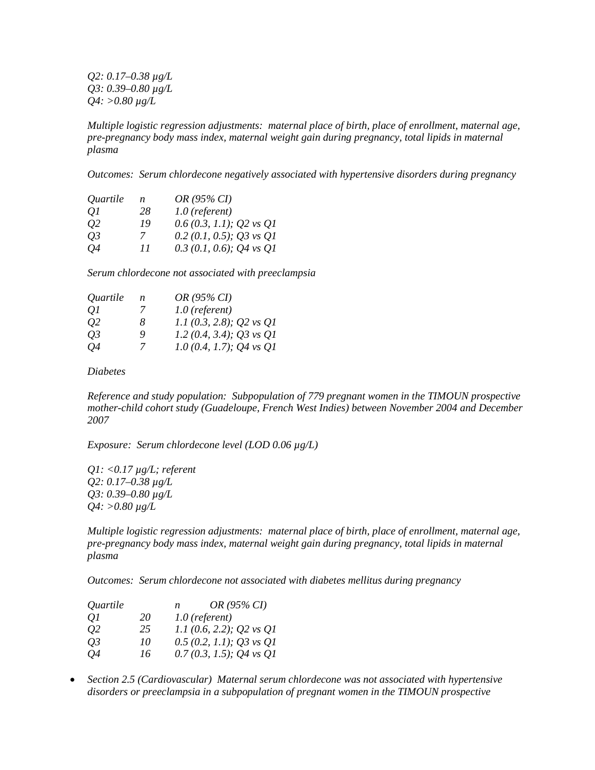*Q2: 0.17–0.38 µg/L*
*Q3: 0.39–0.80 µg/L*
*Q4: >0.80 µg/L*

*Multiple logistic regression adjustments: maternal place of birth, place of enrollment, maternal age, pre-pregnancy body mass index, maternal weight gain during pregnancy, total lipids in maternal plasma*

*Outcomes: Serum chlordecone negatively associated with hypertensive disorders during pregnancy*

| *Quartile* | *n* | *OR (95% CI)* |
|---|---|---|
| *Q1* | *28* | *1.0 (referent)* |
| *Q2* | *19* | *0.6 (0.3, 1.1); Q2 vs Q1* |
| *Q3* | *7* | *0.2 (0.1, 0.5); Q3 vs Q1* |
| *Q4* | *11* | *0.3 (0.1, 0.6); Q4 vs Q1* |

*Serum chlordecone not associated with preeclampsia*

| *Quartile* | *n* | *OR (95% CI)* |
|---|---|---|
| *Q1* | *7* | *1.0 (referent)* |
| *Q2* | *8* | *1.1 (0.3, 2.8); Q2 vs Q1* |
| *Q3* | *9* | *1.2 (0.4, 3.4); Q3 vs Q1* |
| *Q4* | *7* | *1.0 (0.4, 1.7); Q4 vs Q1* |

*Diabetes*

*Reference and study population: Subpopulation of 779 pregnant women in the TIMOUN prospective mother-child cohort study (Guadeloupe, French West Indies) between November 2004 and December 2007*

*Exposure: Serum chlordecone level (LOD 0.06 µg/L)*

*Q1: <0.17 µg/L; referent*
*Q2: 0.17–0.38 µg/L*
*Q3: 0.39–0.80 µg/L*
*Q4: >0.80 µg/L*

*Multiple logistic regression adjustments: maternal place of birth, place of enrollment, maternal age, pre-pregnancy body mass index, maternal weight gain during pregnancy, total lipids in maternal plasma*

*Outcomes: Serum chlordecone not associated with diabetes mellitus during pregnancy*

| *Quartile* | *n* | *OR (95% CI)* |
|---|---|---|
| *Q1* | *20* | *1.0 (referent)* |
| *Q2* | *25* | *1.1 (0.6, 2.2); Q2 vs Q1* |
| *Q3* | *10* | *0.5 (0.2, 1.1); Q3 vs Q1* |
| *Q4* | *16* | *0.7 (0.3, 1.5); Q4 vs Q1* |

- *Section 2.5 (Cardiovascular) Maternal serum chlordecone was not associated with hypertensive disorders or preeclampsia in a subpopulation of pregnant women in the TIMOUN prospective*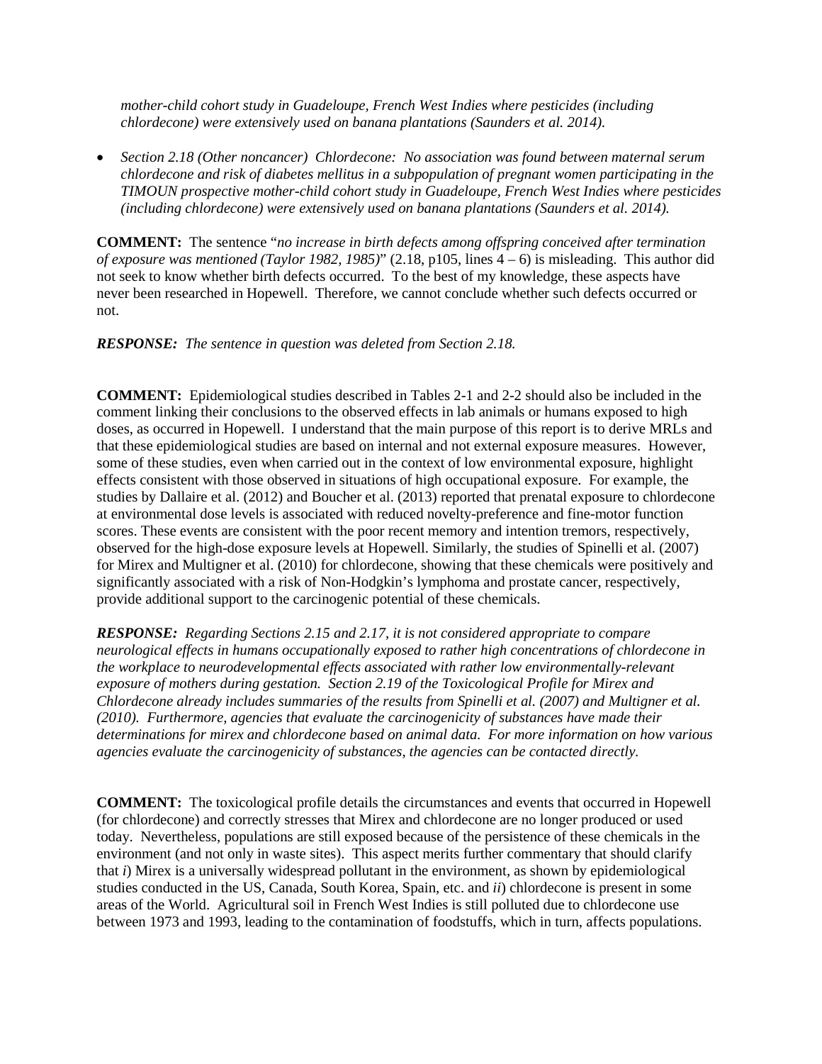*mother-child cohort study in Guadeloupe, French West Indies where pesticides (including chlordecone) were extensively used on banana plantations (Saunders et al. 2014).*

- *Section 2.18 (Other noncancer) Chlordecone: No association was found between maternal serum chlordecone and risk of diabetes mellitus in a subpopulation of pregnant women participating in the TIMOUN prospective mother-child cohort study in Guadeloupe, French West Indies where pesticides (including chlordecone) were extensively used on banana plantations (Saunders et al. 2014).*

**COMMENT:** The sentence "*no increase in birth defects among offspring conceived after termination of exposure was mentioned (Taylor 1982, 1985)*" (2.18, p105, lines 4 – 6) is misleading. This author did not seek to know whether birth defects occurred. To the best of my knowledge, these aspects have never been researched in Hopewell. Therefore, we cannot conclude whether such defects occurred or not.

***RESPONSE:*** *The sentence in question was deleted from Section 2.18.*

**COMMENT:** Epidemiological studies described in Tables 2-1 and 2-2 should also be included in the comment linking their conclusions to the observed effects in lab animals or humans exposed to high doses, as occurred in Hopewell. I understand that the main purpose of this report is to derive MRLs and that these epidemiological studies are based on internal and not external exposure measures. However, some of these studies, even when carried out in the context of low environmental exposure, highlight effects consistent with those observed in situations of high occupational exposure. For example, the studies by Dallaire et al. (2012) and Boucher et al. (2013) reported that prenatal exposure to chlordecone at environmental dose levels is associated with reduced novelty-preference and fine-motor function scores. These events are consistent with the poor recent memory and intention tremors, respectively, observed for the high-dose exposure levels at Hopewell. Similarly, the studies of Spinelli et al. (2007) for Mirex and Multigner et al. (2010) for chlordecone, showing that these chemicals were positively and significantly associated with a risk of Non-Hodgkin's lymphoma and prostate cancer, respectively, provide additional support to the carcinogenic potential of these chemicals.

***RESPONSE:*** *Regarding Sections 2.15 and 2.17, it is not considered appropriate to compare neurological effects in humans occupationally exposed to rather high concentrations of chlordecone in the workplace to neurodevelopmental effects associated with rather low environmentally-relevant exposure of mothers during gestation. Section 2.19 of the Toxicological Profile for Mirex and Chlordecone already includes summaries of the results from Spinelli et al. (2007) and Multigner et al. (2010). Furthermore, agencies that evaluate the carcinogenicity of substances have made their determinations for mirex and chlordecone based on animal data. For more information on how various agencies evaluate the carcinogenicity of substances, the agencies can be contacted directly.*

**COMMENT:** The toxicological profile details the circumstances and events that occurred in Hopewell (for chlordecone) and correctly stresses that Mirex and chlordecone are no longer produced or used today. Nevertheless, populations are still exposed because of the persistence of these chemicals in the environment (and not only in waste sites). This aspect merits further commentary that should clarify that *i*) Mirex is a universally widespread pollutant in the environment, as shown by epidemiological studies conducted in the US, Canada, South Korea, Spain, etc. and *ii*) chlordecone is present in some areas of the World. Agricultural soil in French West Indies is still polluted due to chlordecone use between 1973 and 1993, leading to the contamination of foodstuffs, which in turn, affects populations.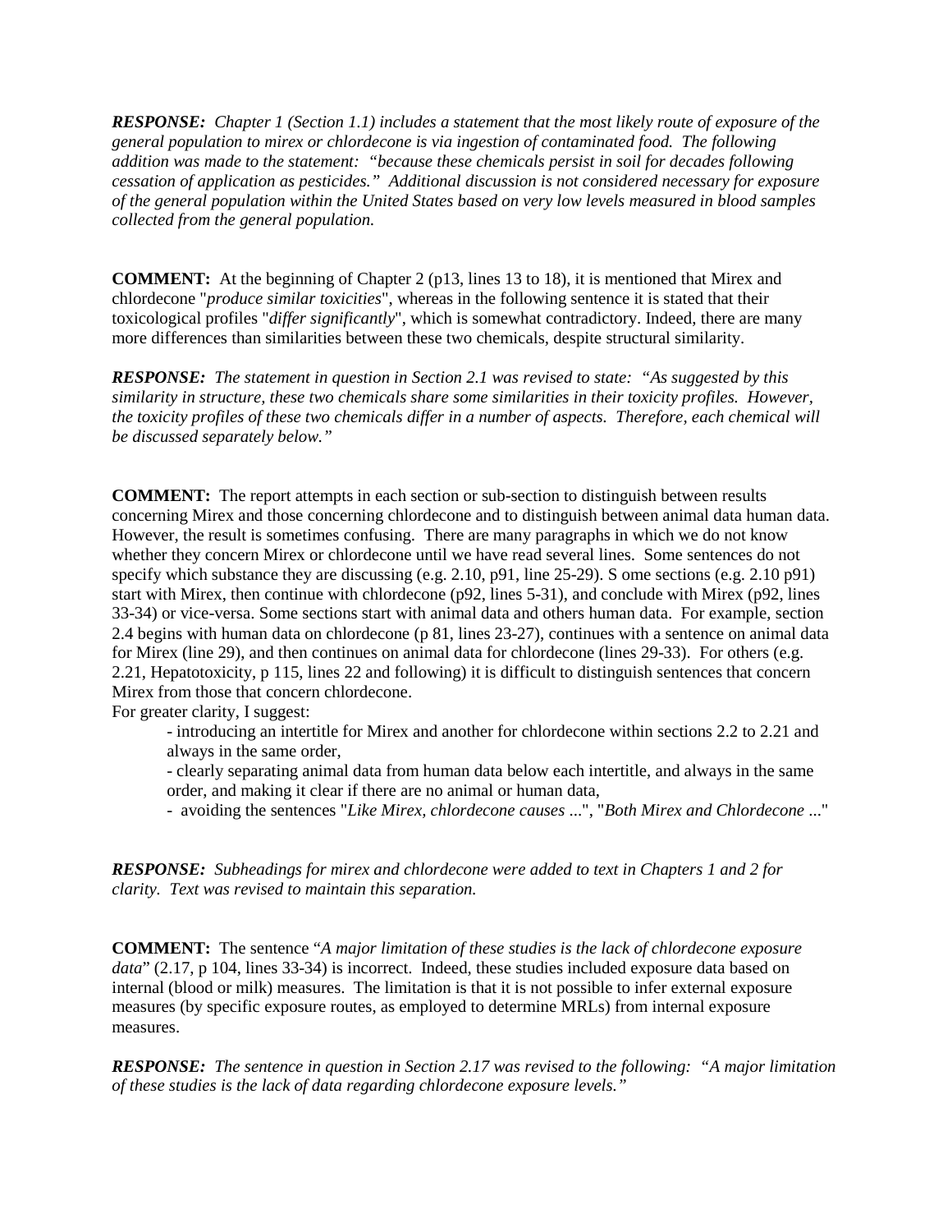***RESPONSE:*** *Chapter 1 (Section 1.1) includes a statement that the most likely route of exposure of the general population to mirex or chlordecone is via ingestion of contaminated food. The following addition was made to the statement: "because these chemicals persist in soil for decades following cessation of application as pesticides." Additional discussion is not considered necessary for exposure of the general population within the United States based on very low levels measured in blood samples collected from the general population.*

**COMMENT:** At the beginning of Chapter 2 (p13, lines 13 to 18), it is mentioned that Mirex and chlordecone "*produce similar toxicities*", whereas in the following sentence it is stated that their toxicological profiles "*differ significantly*", which is somewhat contradictory. Indeed, there are many more differences than similarities between these two chemicals, despite structural similarity.

***RESPONSE:*** *The statement in question in Section 2.1 was revised to state: "As suggested by this similarity in structure, these two chemicals share some similarities in their toxicity profiles. However, the toxicity profiles of these two chemicals differ in a number of aspects. Therefore, each chemical will be discussed separately below."*

**COMMENT:** The report attempts in each section or sub-section to distinguish between results concerning Mirex and those concerning chlordecone and to distinguish between animal data human data. However, the result is sometimes confusing. There are many paragraphs in which we do not know whether they concern Mirex or chlordecone until we have read several lines. Some sentences do not specify which substance they are discussing (e.g. 2.10, p91, line 25-29). S ome sections (e.g. 2.10 p91) start with Mirex, then continue with chlordecone (p92, lines 5-31), and conclude with Mirex (p92, lines 33-34) or vice-versa. Some sections start with animal data and others human data. For example, section 2.4 begins with human data on chlordecone (p 81, lines 23-27), continues with a sentence on animal data for Mirex (line 29), and then continues on animal data for chlordecone (lines 29-33). For others (e.g. 2.21, Hepatotoxicity, p 115, lines 22 and following) it is difficult to distinguish sentences that concern Mirex from those that concern chlordecone.
For greater clarity, I suggest:

- introducing an intertitle for Mirex and another for chlordecone within sections 2.2 to 2.21 and always in the same order,
- clearly separating animal data from human data below each intertitle, and always in the same order, and making it clear if there are no animal or human data,
- avoiding the sentences "*Like Mirex, chlordecone causes ...*", "*Both Mirex and Chlordecone ...*"

***RESPONSE:*** *Subheadings for mirex and chlordecone were added to text in Chapters 1 and 2 for clarity. Text was revised to maintain this separation.*

**COMMENT:** The sentence "*A major limitation of these studies is the lack of chlordecone exposure data*" (2.17, p 104, lines 33-34) is incorrect. Indeed, these studies included exposure data based on internal (blood or milk) measures. The limitation is that it is not possible to infer external exposure measures (by specific exposure routes, as employed to determine MRLs) from internal exposure measures.

***RESPONSE:*** *The sentence in question in Section 2.17 was revised to the following: "A major limitation of these studies is the lack of data regarding chlordecone exposure levels."*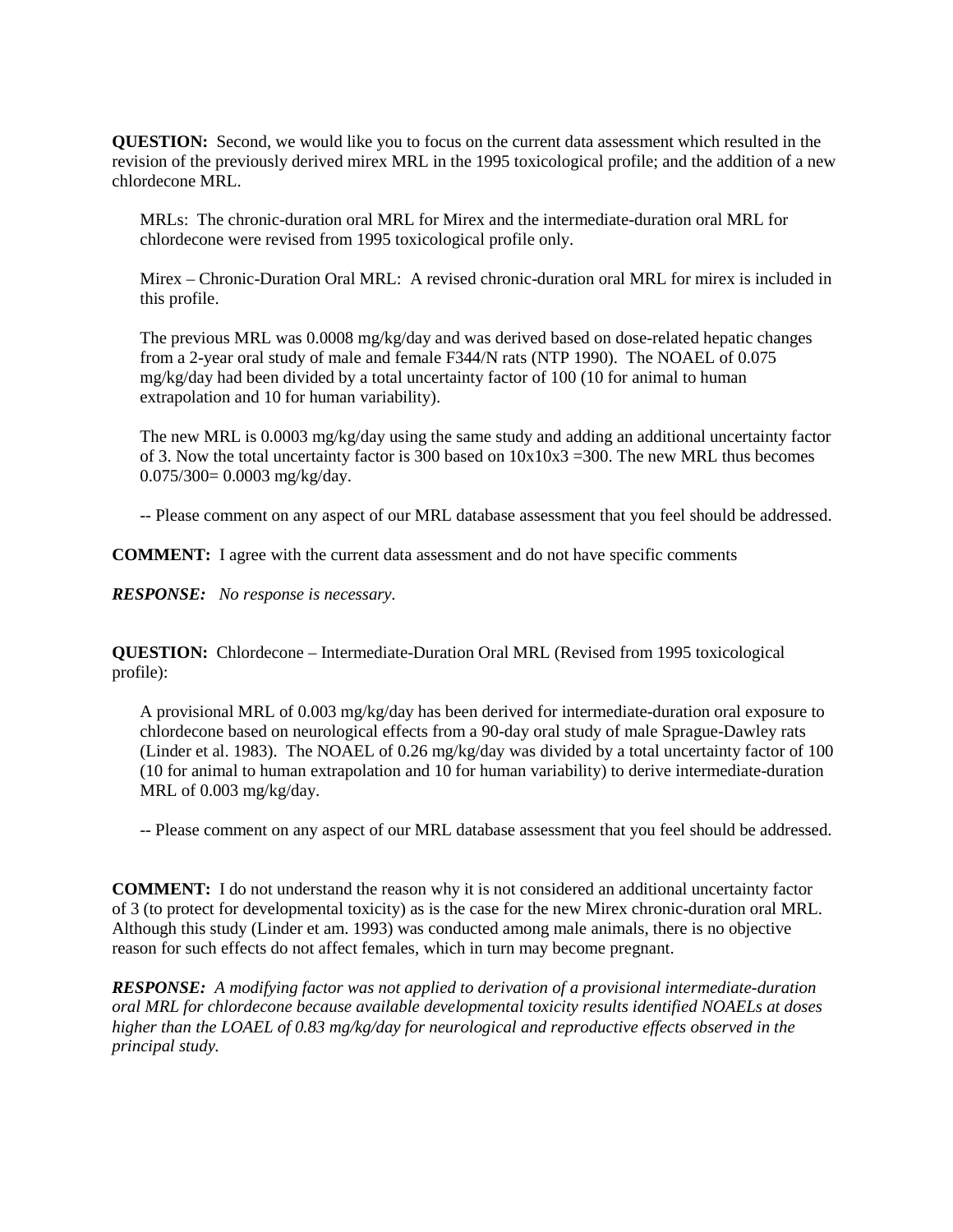**QUESTION:** Second, we would like you to focus on the current data assessment which resulted in the revision of the previously derived mirex MRL in the 1995 toxicological profile; and the addition of a new chlordecone MRL.

> MRLs: The chronic-duration oral MRL for Mirex and the intermediate-duration oral MRL for chlordecone were revised from 1995 toxicological profile only.
>
> Mirex – Chronic-Duration Oral MRL: A revised chronic-duration oral MRL for mirex is included in this profile.
>
> The previous MRL was 0.0008 mg/kg/day and was derived based on dose-related hepatic changes from a 2-year oral study of male and female F344/N rats (NTP 1990). The NOAEL of 0.075 mg/kg/day had been divided by a total uncertainty factor of 100 (10 for animal to human extrapolation and 10 for human variability).
>
> The new MRL is 0.0003 mg/kg/day using the same study and adding an additional uncertainty factor of 3. Now the total uncertainty factor is 300 based on 10x10x3 =300. The new MRL thus becomes 0.075/300= 0.0003 mg/kg/day.
>
> -- Please comment on any aspect of our MRL database assessment that you feel should be addressed.

**COMMENT:** I agree with the current data assessment and do not have specific comments

***RESPONSE:*** *No response is necessary.*

**QUESTION:** Chlordecone – Intermediate-Duration Oral MRL (Revised from 1995 toxicological profile):

> A provisional MRL of 0.003 mg/kg/day has been derived for intermediate-duration oral exposure to chlordecone based on neurological effects from a 90-day oral study of male Sprague-Dawley rats (Linder et al. 1983). The NOAEL of 0.26 mg/kg/day was divided by a total uncertainty factor of 100 (10 for animal to human extrapolation and 10 for human variability) to derive intermediate-duration MRL of 0.003 mg/kg/day.
>
> -- Please comment on any aspect of our MRL database assessment that you feel should be addressed.

**COMMENT:** I do not understand the reason why it is not considered an additional uncertainty factor of 3 (to protect for developmental toxicity) as is the case for the new Mirex chronic-duration oral MRL. Although this study (Linder et am. 1993) was conducted among male animals, there is no objective reason for such effects do not affect females, which in turn may become pregnant.

***RESPONSE:*** *A modifying factor was not applied to derivation of a provisional intermediate-duration oral MRL for chlordecone because available developmental toxicity results identified NOAELs at doses higher than the LOAEL of 0.83 mg/kg/day for neurological and reproductive effects observed in the principal study.*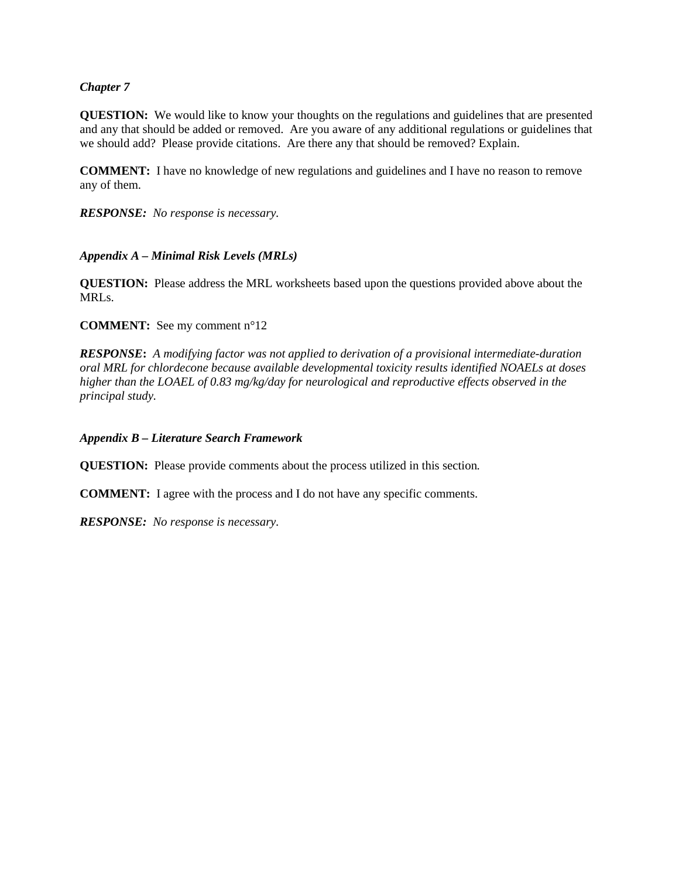*Chapter 7*

**QUESTION:** We would like to know your thoughts on the regulations and guidelines that are presented and any that should be added or removed. Are you aware of any additional regulations or guidelines that we should add? Please provide citations. Are there any that should be removed? Explain.

**COMMENT:** I have no knowledge of new regulations and guidelines and I have no reason to remove any of them.

***RESPONSE:*** *No response is necessary.*

***Appendix A – Minimal Risk Levels (MRLs)***

**QUESTION:** Please address the MRL worksheets based upon the questions provided above about the MRLs.

**COMMENT:** See my comment n°12

***RESPONSE*****:** *A modifying factor was not applied to derivation of a provisional intermediate-duration oral MRL for chlordecone because available developmental toxicity results identified NOAELs at doses higher than the LOAEL of 0.83 mg/kg/day for neurological and reproductive effects observed in the principal study.*

***Appendix B – Literature Search Framework***

**QUESTION:** Please provide comments about the process utilized in this section.

**COMMENT:** I agree with the process and I do not have any specific comments.

***RESPONSE:*** *No response is necessary.*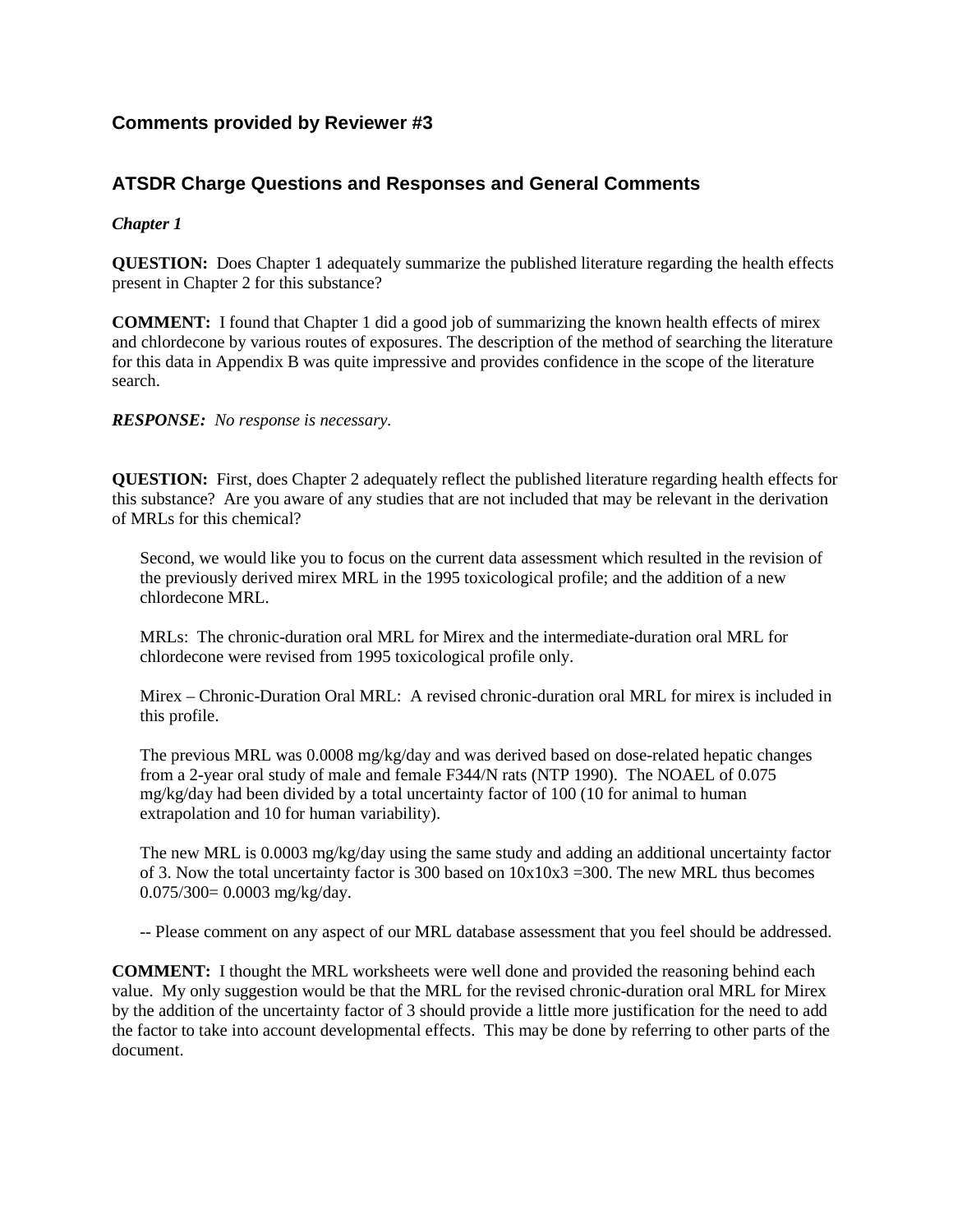## Comments provided by Reviewer #3

## ATSDR Charge Questions and Responses and General Comments

***Chapter 1***

**QUESTION:** Does Chapter 1 adequately summarize the published literature regarding the health effects present in Chapter 2 for this substance?

**COMMENT:** I found that Chapter 1 did a good job of summarizing the known health effects of mirex and chlordecone by various routes of exposures. The description of the method of searching the literature for this data in Appendix B was quite impressive and provides confidence in the scope of the literature search.

***RESPONSE:*** *No response is necessary.*

**QUESTION:** First, does Chapter 2 adequately reflect the published literature regarding health effects for this substance? Are you aware of any studies that are not included that may be relevant in the derivation of MRLs for this chemical?

> Second, we would like you to focus on the current data assessment which resulted in the revision of the previously derived mirex MRL in the 1995 toxicological profile; and the addition of a new chlordecone MRL.
>
> MRLs: The chronic-duration oral MRL for Mirex and the intermediate-duration oral MRL for chlordecone were revised from 1995 toxicological profile only.
>
> Mirex – Chronic-Duration Oral MRL: A revised chronic-duration oral MRL for mirex is included in this profile.
>
> The previous MRL was 0.0008 mg/kg/day and was derived based on dose-related hepatic changes from a 2-year oral study of male and female F344/N rats (NTP 1990). The NOAEL of 0.075 mg/kg/day had been divided by a total uncertainty factor of 100 (10 for animal to human extrapolation and 10 for human variability).
>
> The new MRL is 0.0003 mg/kg/day using the same study and adding an additional uncertainty factor of 3. Now the total uncertainty factor is 300 based on $10 \times 10 \times 3 = 300$. The new MRL thus becomes $0.075/300 = 0.0003$ mg/kg/day.
>
> -- Please comment on any aspect of our MRL database assessment that you feel should be addressed.

**COMMENT:** I thought the MRL worksheets were well done and provided the reasoning behind each value. My only suggestion would be that the MRL for the revised chronic-duration oral MRL for Mirex by the addition of the uncertainty factor of 3 should provide a little more justification for the need to add the factor to take into account developmental effects. This may be done by referring to other parts of the document.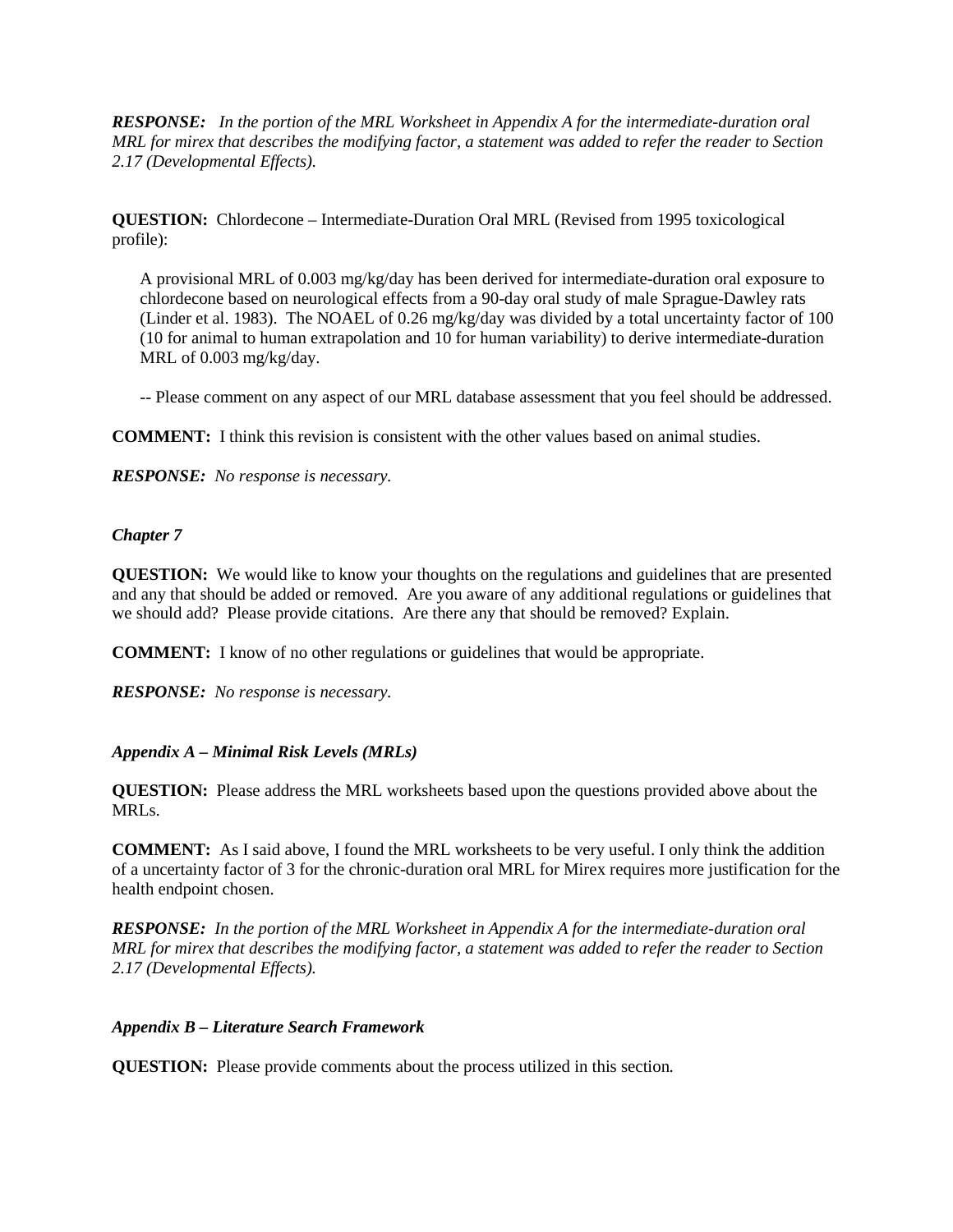***RESPONSE:*** *In the portion of the MRL Worksheet in Appendix A for the intermediate-duration oral MRL for mirex that describes the modifying factor, a statement was added to refer the reader to Section 2.17 (Developmental Effects).*

**QUESTION:** Chlordecone – Intermediate-Duration Oral MRL (Revised from 1995 toxicological profile):

A provisional MRL of 0.003 mg/kg/day has been derived for intermediate-duration oral exposure to chlordecone based on neurological effects from a 90-day oral study of male Sprague-Dawley rats (Linder et al. 1983). The NOAEL of 0.26 mg/kg/day was divided by a total uncertainty factor of 100 (10 for animal to human extrapolation and 10 for human variability) to derive intermediate-duration MRL of 0.003 mg/kg/day.

-- Please comment on any aspect of our MRL database assessment that you feel should be addressed.

**COMMENT:** I think this revision is consistent with the other values based on animal studies.

***RESPONSE:*** *No response is necessary.*

### *Chapter 7*

**QUESTION:** We would like to know your thoughts on the regulations and guidelines that are presented and any that should be added or removed. Are you aware of any additional regulations or guidelines that we should add? Please provide citations. Are there any that should be removed? Explain.

**COMMENT:** I know of no other regulations or guidelines that would be appropriate.

***RESPONSE:*** *No response is necessary.*

### *Appendix A – Minimal Risk Levels (MRLs)*

**QUESTION:** Please address the MRL worksheets based upon the questions provided above about the MRLs.

**COMMENT:** As I said above, I found the MRL worksheets to be very useful. I only think the addition of a uncertainty factor of 3 for the chronic-duration oral MRL for Mirex requires more justification for the health endpoint chosen.

***RESPONSE:*** *In the portion of the MRL Worksheet in Appendix A for the intermediate-duration oral MRL for mirex that describes the modifying factor, a statement was added to refer the reader to Section 2.17 (Developmental Effects).*

### *Appendix B – Literature Search Framework*

**QUESTION:** Please provide comments about the process utilized in this section.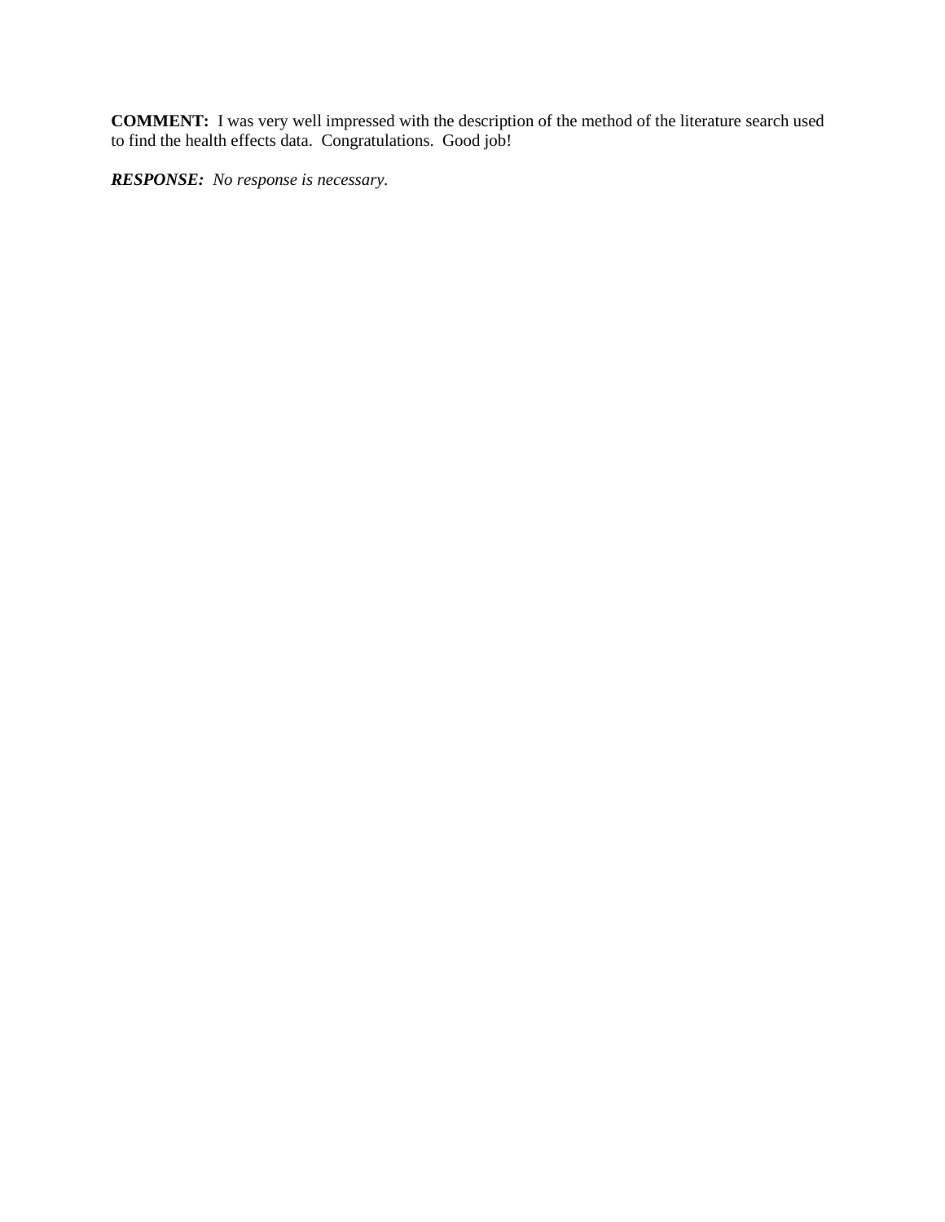**COMMENT:** I was very well impressed with the description of the method of the literature search used to find the health effects data. Congratulations. Good job!

***RESPONSE:*** *No response is necessary.*